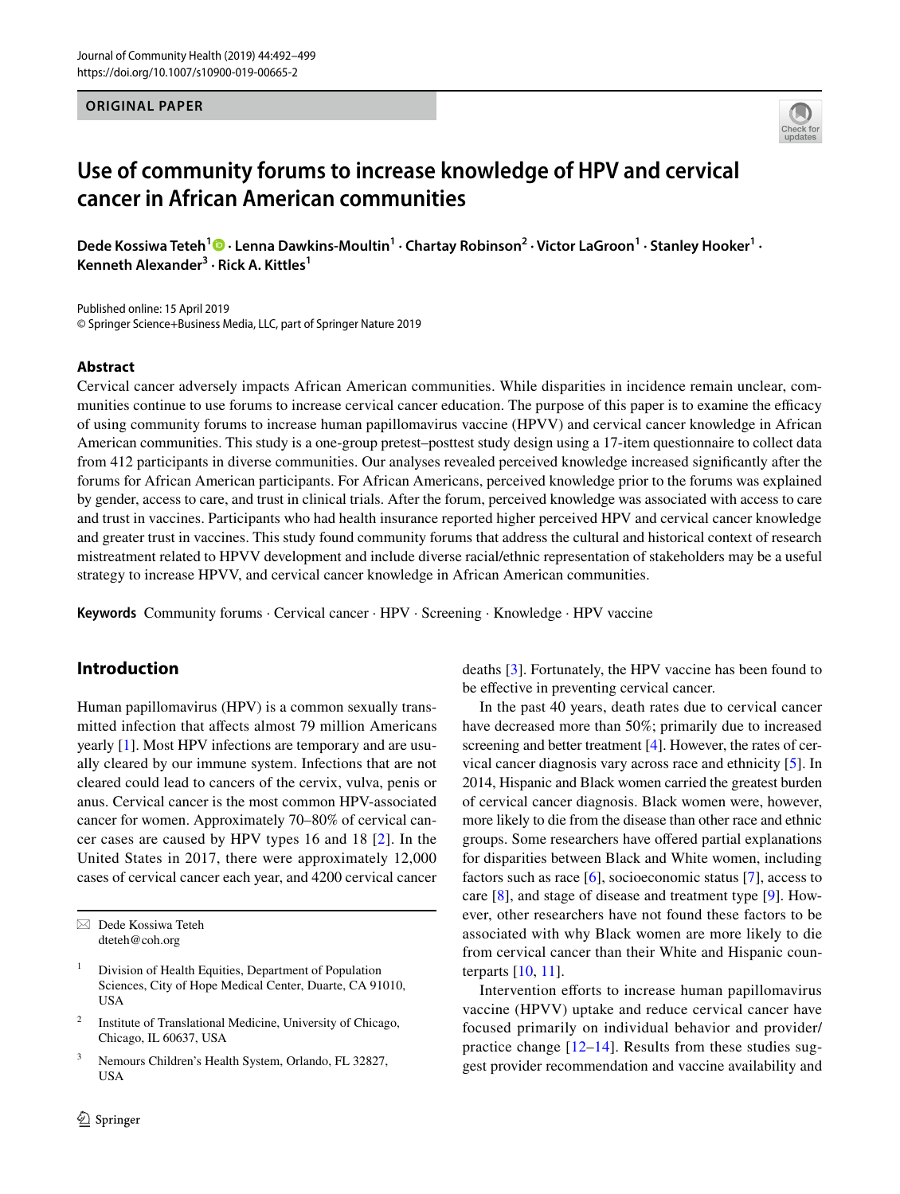ORIGINAL PAPER

# Use of community forums to increase knowledge of HPV and cervical cancer in African American communities

**Dede Kossiwa Teteh[1] · Lenna Dawkins-Moultin[1] · Chartay Robinson[2] · Victor LaGroon[1] · Stanley Hooker[1] · Kenneth Alexander[3] · Rick A. Kittles[1]**

Published online: 15 April 2019
© Springer Science+Business Media, LLC, part of Springer Nature 2019

## Abstract

Cervical cancer adversely impacts African American communities. While disparities in incidence remain unclear, communities continue to use forums to increase cervical cancer education. The purpose of this paper is to examine the efficacy of using community forums to increase human papillomavirus vaccine (HPVV) and cervical cancer knowledge in African American communities. This study is a one-group pretest–posttest study design using a 17-item questionnaire to collect data from 412 participants in diverse communities. Our analyses revealed perceived knowledge increased significantly after the forums for African American participants. For African Americans, perceived knowledge prior to the forums was explained by gender, access to care, and trust in clinical trials. After the forum, perceived knowledge was associated with access to care and trust in vaccines. Participants who had health insurance reported higher perceived HPV and cervical cancer knowledge and greater trust in vaccines. This study found community forums that address the cultural and historical context of research mistreatment related to HPVV development and include diverse racial/ethnic representation of stakeholders may be a useful strategy to increase HPVV, and cervical cancer knowledge in African American communities.

**Keywords** Community forums · Cervical cancer · HPV · Screening · Knowledge · HPV vaccine

## Introduction

Human papillomavirus (HPV) is a common sexually transmitted infection that affects almost 79 million Americans yearly [1]. Most HPV infections are temporary and are usually cleared by our immune system. Infections that are not cleared could lead to cancers of the cervix, vulva, penis or anus. Cervical cancer is the most common HPV-associated cancer for women. Approximately 70–80% of cervical cancer cases are caused by HPV types 16 and 18 [2]. In the United States in 2017, there were approximately 12,000 cases of cervical cancer each year, and 4200 cervical cancer deaths [3]. Fortunately, the HPV vaccine has been found to be effective in preventing cervical cancer.

In the past 40 years, death rates due to cervical cancer have decreased more than 50%; primarily due to increased screening and better treatment [4]. However, the rates of cervical cancer diagnosis vary across race and ethnicity [5]. In 2014, Hispanic and Black women carried the greatest burden of cervical cancer diagnosis. Black women were, however, more likely to die from the disease than other race and ethnic groups. Some researchers have offered partial explanations for disparities between Black and White women, including factors such as race [6], socioeconomic status [7], access to care [8], and stage of disease and treatment type [9]. However, other researchers have not found these factors to be associated with why Black women are more likely to die from cervical cancer than their White and Hispanic counterparts [10, 11].

Intervention efforts to increase human papillomavirus vaccine (HPVV) uptake and reduce cervical cancer have focused primarily on individual behavior and provider/practice change [12–14]. Results from these studies suggest provider recommendation and vaccine availability and

---

✉ Dede Kossiwa Teteh
dteteh@coh.org

[1] Division of Health Equities, Department of Population Sciences, City of Hope Medical Center, Duarte, CA 91010, USA

[2] Institute of Translational Medicine, University of Chicago, Chicago, IL 60637, USA

[3] Nemours Children's Health System, Orlando, FL 32827, USA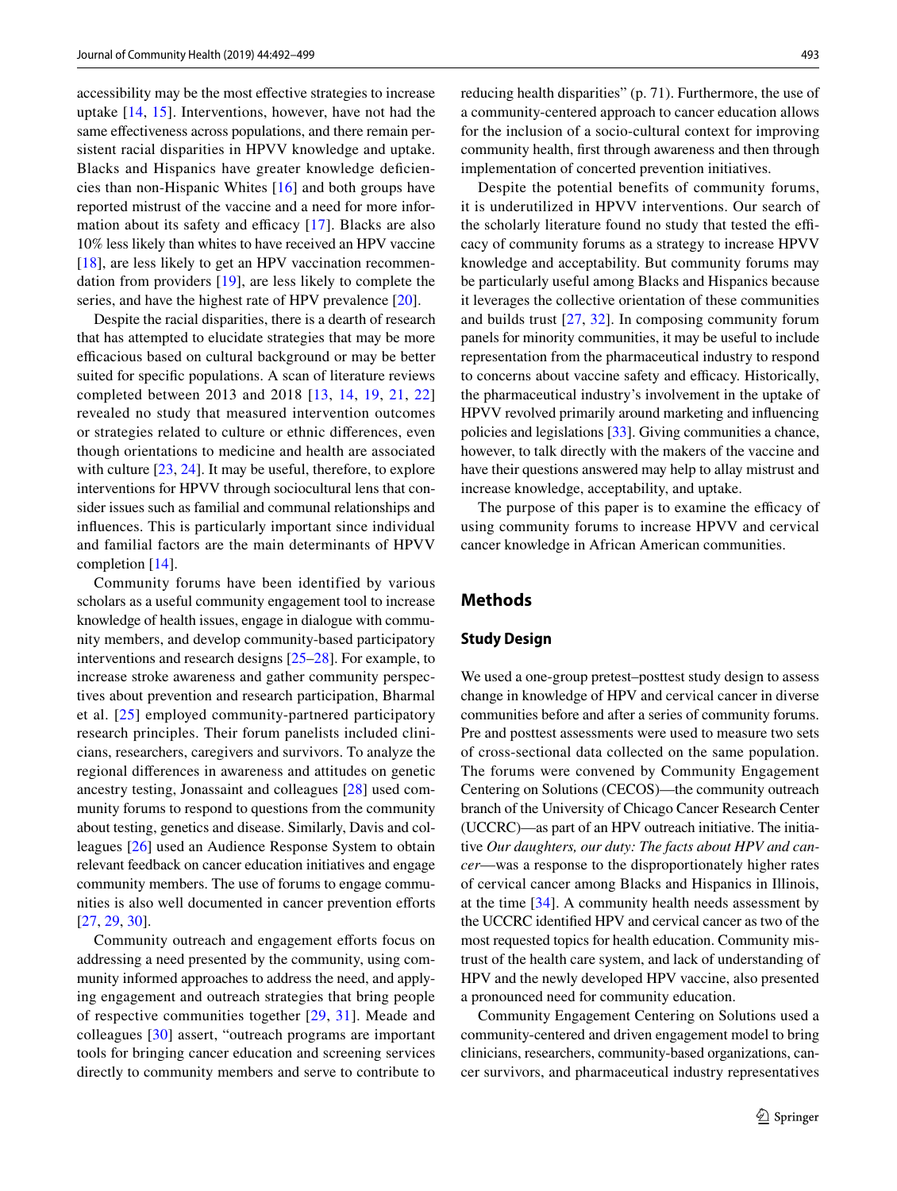accessibility may be the most effective strategies to increase uptake [14, 15]. Interventions, however, have not had the same effectiveness across populations, and there remain persistent racial disparities in HPVV knowledge and uptake. Blacks and Hispanics have greater knowledge deficiencies than non-Hispanic Whites [16] and both groups have reported mistrust of the vaccine and a need for more information about its safety and efficacy [17]. Blacks are also 10% less likely than whites to have received an HPV vaccine [18], are less likely to get an HPV vaccination recommendation from providers [19], are less likely to complete the series, and have the highest rate of HPV prevalence [20].

Despite the racial disparities, there is a dearth of research that has attempted to elucidate strategies that may be more efficacious based on cultural background or may be better suited for specific populations. A scan of literature reviews completed between 2013 and 2018 [13, 14, 19, 21, 22] revealed no study that measured intervention outcomes or strategies related to culture or ethnic differences, even though orientations to medicine and health are associated with culture [23, 24]. It may be useful, therefore, to explore interventions for HPVV through sociocultural lens that consider issues such as familial and communal relationships and influences. This is particularly important since individual and familial factors are the main determinants of HPVV completion [14].

Community forums have been identified by various scholars as a useful community engagement tool to increase knowledge of health issues, engage in dialogue with community members, and develop community-based participatory interventions and research designs [25–28]. For example, to increase stroke awareness and gather community perspectives about prevention and research participation, Bharmal et al. [25] employed community-partnered participatory research principles. Their forum panelists included clinicians, researchers, caregivers and survivors. To analyze the regional differences in awareness and attitudes on genetic ancestry testing, Jonassaint and colleagues [28] used community forums to respond to questions from the community about testing, genetics and disease. Similarly, Davis and colleagues [26] used an Audience Response System to obtain relevant feedback on cancer education initiatives and engage community members. The use of forums to engage communities is also well documented in cancer prevention efforts [27, 29, 30].

Community outreach and engagement efforts focus on addressing a need presented by the community, using community informed approaches to address the need, and applying engagement and outreach strategies that bring people of respective communities together [29, 31]. Meade and colleagues [30] assert, "outreach programs are important tools for bringing cancer education and screening services directly to community members and serve to contribute to reducing health disparities" (p. 71). Furthermore, the use of a community-centered approach to cancer education allows for the inclusion of a socio-cultural context for improving community health, first through awareness and then through implementation of concerted prevention initiatives.

Despite the potential benefits of community forums, it is underutilized in HPVV interventions. Our search of the scholarly literature found no study that tested the efficacy of community forums as a strategy to increase HPVV knowledge and acceptability. But community forums may be particularly useful among Blacks and Hispanics because it leverages the collective orientation of these communities and builds trust [27, 32]. In composing community forum panels for minority communities, it may be useful to include representation from the pharmaceutical industry to respond to concerns about vaccine safety and efficacy. Historically, the pharmaceutical industry's involvement in the uptake of HPVV revolved primarily around marketing and influencing policies and legislations [33]. Giving communities a chance, however, to talk directly with the makers of the vaccine and have their questions answered may help to allay mistrust and increase knowledge, acceptability, and uptake.

The purpose of this paper is to examine the efficacy of using community forums to increase HPVV and cervical cancer knowledge in African American communities.

## Methods

### Study Design

We used a one-group pretest–posttest study design to assess change in knowledge of HPV and cervical cancer in diverse communities before and after a series of community forums. Pre and posttest assessments were used to measure two sets of cross-sectional data collected on the same population. The forums were convened by Community Engagement Centering on Solutions (CECOS)—the community outreach branch of the University of Chicago Cancer Research Center (UCCRC)—as part of an HPV outreach initiative. The initiative *Our daughters, our duty: The facts about HPV and cancer*—was a response to the disproportionately higher rates of cervical cancer among Blacks and Hispanics in Illinois, at the time [34]. A community health needs assessment by the UCCRC identified HPV and cervical cancer as two of the most requested topics for health education. Community mistrust of the health care system, and lack of understanding of HPV and the newly developed HPV vaccine, also presented a pronounced need for community education.

Community Engagement Centering on Solutions used a community-centered and driven engagement model to bring clinicians, researchers, community-based organizations, cancer survivors, and pharmaceutical industry representatives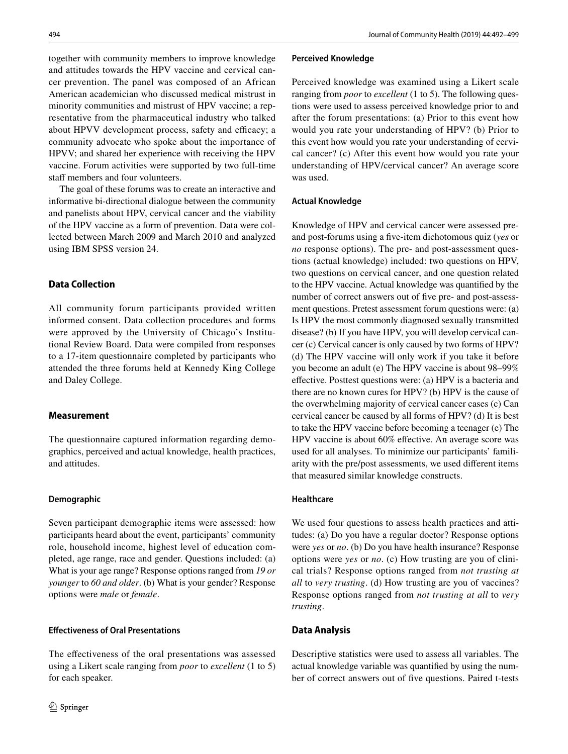together with community members to improve knowledge and attitudes towards the HPV vaccine and cervical cancer prevention. The panel was composed of an African American academician who discussed medical mistrust in minority communities and mistrust of HPV vaccine; a representative from the pharmaceutical industry who talked about HPVV development process, safety and efficacy; a community advocate who spoke about the importance of HPVV; and shared her experience with receiving the HPV vaccine. Forum activities were supported by two full-time staff members and four volunteers.

The goal of these forums was to create an interactive and informative bi-directional dialogue between the community and panelists about HPV, cervical cancer and the viability of the HPV vaccine as a form of prevention. Data were collected between March 2009 and March 2010 and analyzed using IBM SPSS version 24.

## Data Collection

All community forum participants provided written informed consent. Data collection procedures and forms were approved by the University of Chicago's Institutional Review Board. Data were compiled from responses to a 17-item questionnaire completed by participants who attended the three forums held at Kennedy King College and Daley College.

## Measurement

The questionnaire captured information regarding demographics, perceived and actual knowledge, health practices, and attitudes.

### Demographic

Seven participant demographic items were assessed: how participants heard about the event, participants' community role, household income, highest level of education completed, age range, race and gender. Questions included: (a) What is your age range? Response options ranged from *19 or younger* to *60 and older*. (b) What is your gender? Response options were *male* or *female*.

### Effectiveness of Oral Presentations

The effectiveness of the oral presentations was assessed using a Likert scale ranging from *poor* to *excellent* (1 to 5) for each speaker.

### Perceived Knowledge

Perceived knowledge was examined using a Likert scale ranging from *poor* to *excellent* (1 to 5). The following questions were used to assess perceived knowledge prior to and after the forum presentations: (a) Prior to this event how would you rate your understanding of HPV? (b) Prior to this event how would you rate your understanding of cervical cancer? (c) After this event how would you rate your understanding of HPV/cervical cancer? An average score was used.

### Actual Knowledge

Knowledge of HPV and cervical cancer were assessed pre- and post-forums using a five-item dichotomous quiz (*yes* or *no* response options). The pre- and post-assessment questions (actual knowledge) included: two questions on HPV, two questions on cervical cancer, and one question related to the HPV vaccine. Actual knowledge was quantified by the number of correct answers out of five pre- and post-assessment questions. Pretest assessment forum questions were: (a) Is HPV the most commonly diagnosed sexually transmitted disease? (b) If you have HPV, you will develop cervical cancer (c) Cervical cancer is only caused by two forms of HPV? (d) The HPV vaccine will only work if you take it before you become an adult (e) The HPV vaccine is about 98–99% effective. Posttest questions were: (a) HPV is a bacteria and there are no known cures for HPV? (b) HPV is the cause of the overwhelming majority of cervical cancer cases (c) Can cervical cancer be caused by all forms of HPV? (d) It is best to take the HPV vaccine before becoming a teenager (e) The HPV vaccine is about 60% effective. An average score was used for all analyses. To minimize our participants' familiarity with the pre/post assessments, we used different items that measured similar knowledge constructs.

### Healthcare

We used four questions to assess health practices and attitudes: (a) Do you have a regular doctor? Response options were *yes* or *no*. (b) Do you have health insurance? Response options were *yes* or *no*. (c) How trusting are you of clinical trials? Response options ranged from *not trusting at all* to *very trusting*. (d) How trusting are you of vaccines? Response options ranged from *not trusting at all* to *very trusting*.

## Data Analysis

Descriptive statistics were used to assess all variables. The actual knowledge variable was quantified by using the number of correct answers out of five questions. Paired t-tests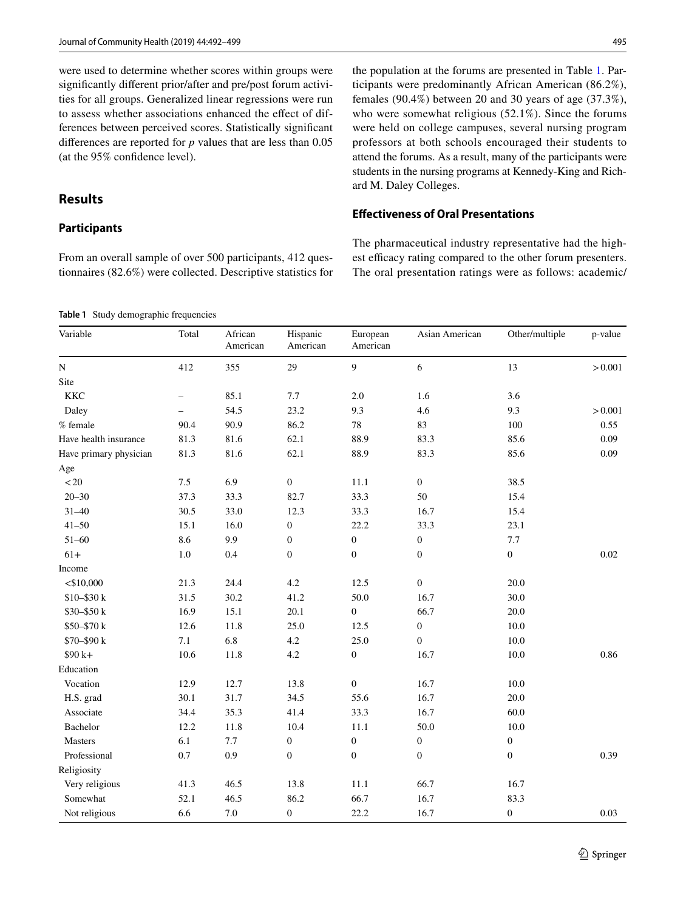were used to determine whether scores within groups were significantly different prior/after and pre/post forum activities for all groups. Generalized linear regressions were run to assess whether associations enhanced the effect of differences between perceived scores. Statistically significant differences are reported for *p* values that are less than 0.05 (at the 95% confidence level).

## Results

### Participants

From an overall sample of over 500 participants, 412 questionnaires (82.6%) were collected. Descriptive statistics for the population at the forums are presented in Table 1. Participants were predominantly African American (86.2%), females (90.4%) between 20 and 30 years of age (37.3%), who were somewhat religious (52.1%). Since the forums were held on college campuses, several nursing program professors at both schools encouraged their students to attend the forums. As a result, many of the participants were students in the nursing programs at Kennedy-King and Richard M. Daley Colleges.

### Effectiveness of Oral Presentations

The pharmaceutical industry representative had the highest efficacy rating compared to the other forum presenters. The oral presentation ratings were as follows: academic/

**Table 1** Study demographic frequencies

| Variable | Total | African American | Hispanic American | European American | Asian American | Other/multiple | p-value |
|---|---|---|---|---|---|---|---|
| N | 412 | 355 | 29 | 9 | 6 | 13 | > 0.001 |
| Site | | | | | | | |
| KKC | – | 85.1 | 7.7 | 2.0 | 1.6 | 3.6 | |
| Daley | – | 54.5 | 23.2 | 9.3 | 4.6 | 9.3 | > 0.001 |
| % female | 90.4 | 90.9 | 86.2 | 78 | 83 | 100 | 0.55 |
| Have health insurance | 81.3 | 81.6 | 62.1 | 88.9 | 83.3 | 85.6 | 0.09 |
| Have primary physician | 81.3 | 81.6 | 62.1 | 88.9 | 83.3 | 85.6 | 0.09 |
| Age | | | | | | | |
| < 20 | 7.5 | 6.9 | 0 | 11.1 | 0 | 38.5 | |
| 20–30 | 37.3 | 33.3 | 82.7 | 33.3 | 50 | 15.4 | |
| 31–40 | 30.5 | 33.0 | 12.3 | 33.3 | 16.7 | 15.4 | |
| 41–50 | 15.1 | 16.0 | 0 | 22.2 | 33.3 | 23.1 | |
| 51–60 | 8.6 | 9.9 | 0 | 0 | 0 | 7.7 | |
| 61+ | 1.0 | 0.4 | 0 | 0 | 0 | 0 | 0.02 |
| Income | | | | | | | |
| <$10,000 | 21.3 | 24.4 | 4.2 | 12.5 | 0 | 20.0 | |
| $10–$30 k | 31.5 | 30.2 | 41.2 | 50.0 | 16.7 | 30.0 | |
| $30–$50 k | 16.9 | 15.1 | 20.1 | 0 | 66.7 | 20.0 | |
| $50–$70 k | 12.6 | 11.8 | 25.0 | 12.5 | 0 | 10.0 | |
| $70–$90 k | 7.1 | 6.8 | 4.2 | 25.0 | 0 | 10.0 | |
| $90 k+ | 10.6 | 11.8 | 4.2 | 0 | 16.7 | 10.0 | 0.86 |
| Education | | | | | | | |
| Vocation | 12.9 | 12.7 | 13.8 | 0 | 16.7 | 10.0 | |
| H.S. grad | 30.1 | 31.7 | 34.5 | 55.6 | 16.7 | 20.0 | |
| Associate | 34.4 | 35.3 | 41.4 | 33.3 | 16.7 | 60.0 | |
| Bachelor | 12.2 | 11.8 | 10.4 | 11.1 | 50.0 | 10.0 | |
| Masters | 6.1 | 7.7 | 0 | 0 | 0 | 0 | |
| Professional | 0.7 | 0.9 | 0 | 0 | 0 | 0 | 0.39 |
| Religiosity | | | | | | | |
| Very religious | 41.3 | 46.5 | 13.8 | 11.1 | 66.7 | 16.7 | |
| Somewhat | 52.1 | 46.5 | 86.2 | 66.7 | 16.7 | 83.3 | |
| Not religious | 6.6 | 7.0 | 0 | 22.2 | 16.7 | 0 | 0.03 |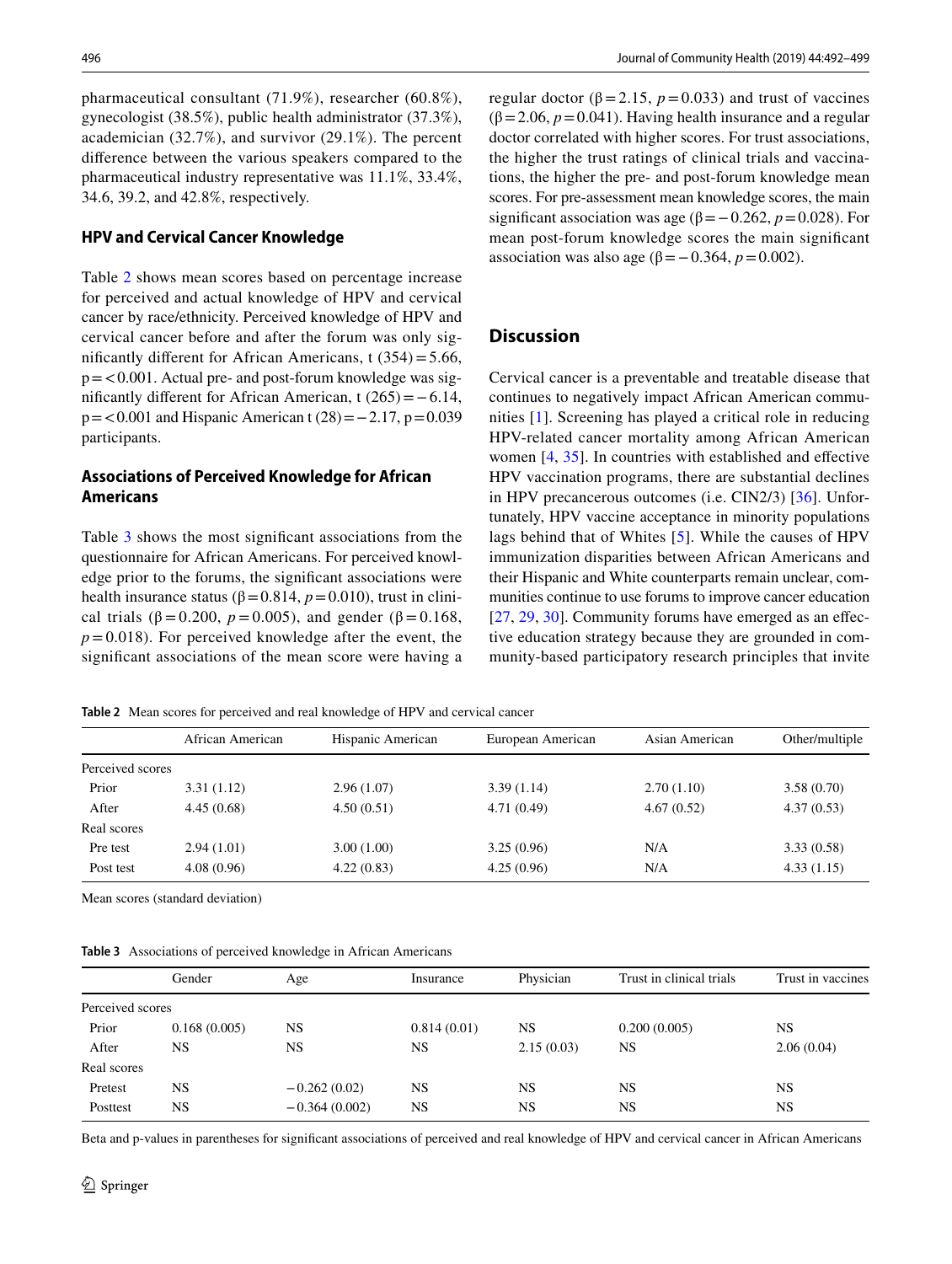pharmaceutical consultant (71.9%), researcher (60.8%), gynecologist (38.5%), public health administrator (37.3%), academician (32.7%), and survivor (29.1%). The percent difference between the various speakers compared to the pharmaceutical industry representative was 11.1%, 33.4%, 34.6, 39.2, and 42.8%, respectively.

### HPV and Cervical Cancer Knowledge

Table 2 shows mean scores based on percentage increase for perceived and actual knowledge of HPV and cervical cancer by race/ethnicity. Perceived knowledge of HPV and cervical cancer before and after the forum was only significantly different for African Americans, $t\ (354) = 5.66$, $p = < 0.001$. Actual pre- and post-forum knowledge was significantly different for African American, $t\ (265) = -6.14$, $p = < 0.001$ and Hispanic American $t\ (28) = -2.17$, $p = 0.039$ participants.

### Associations of Perceived Knowledge for African Americans

Table 3 shows the most significant associations from the questionnaire for African Americans. For perceived knowledge prior to the forums, the significant associations were health insurance status ($\beta = 0.814$, $p = 0.010$), trust in clinical trials ($\beta = 0.200$, $p = 0.005$), and gender ($\beta = 0.168$, $p = 0.018$). For perceived knowledge after the event, the significant associations of the mean score were having a regular doctor ($\beta = 2.15$, $p = 0.033$) and trust of vaccines ($\beta = 2.06$, $p = 0.041$). Having health insurance and a regular doctor correlated with higher scores. For trust associations, the higher the trust ratings of clinical trials and vaccinations, the higher the pre- and post-forum knowledge mean scores. For pre-assessment mean knowledge scores, the main significant association was age ($\beta = -0.262$, $p = 0.028$). For mean post-forum knowledge scores the main significant association was also age ($\beta = -0.364$, $p = 0.002$).

## Discussion

Cervical cancer is a preventable and treatable disease that continues to negatively impact African American communities [1]. Screening has played a critical role in reducing HPV-related cancer mortality among African American women [4, 35]. In countries with established and effective HPV vaccination programs, there are substantial declines in HPV precancerous outcomes (i.e. CIN2/3) [36]. Unfortunately, HPV vaccine acceptance in minority populations lags behind that of Whites [5]. While the causes of HPV immunization disparities between African Americans and their Hispanic and White counterparts remain unclear, communities continue to use forums to improve cancer education [27, 29, 30]. Community forums have emerged as an effective education strategy because they are grounded in community-based participatory research principles that invite

**Table 2** Mean scores for perceived and real knowledge of HPV and cervical cancer

| | African American | Hispanic American | European American | Asian American | Other/multiple |
|---|---|---|---|---|---|
| Perceived scores | | | | | |
| Prior | 3.31 (1.12) | 2.96 (1.07) | 3.39 (1.14) | 2.70 (1.10) | 3.58 (0.70) |
| After | 4.45 (0.68) | 4.50 (0.51) | 4.71 (0.49) | 4.67 (0.52) | 4.37 (0.53) |
| Real scores | | | | | |
| Pre test | 2.94 (1.01) | 3.00 (1.00) | 3.25 (0.96) | N/A | 3.33 (0.58) |
| Post test | 4.08 (0.96) | 4.22 (0.83) | 4.25 (0.96) | N/A | 4.33 (1.15) |

Mean scores (standard deviation)

**Table 3** Associations of perceived knowledge in African Americans

| | Gender | Age | Insurance | Physician | Trust in clinical trials | Trust in vaccines |
|---|---|---|---|---|---|---|
| Perceived scores | | | | | | |
| Prior | 0.168 (0.005) | NS | 0.814 (0.01) | NS | 0.200 (0.005) | NS |
| After | NS | NS | NS | 2.15 (0.03) | NS | 2.06 (0.04) |
| Real scores | | | | | | |
| Pretest | NS | −0.262 (0.02) | NS | NS | NS | NS |
| Posttest | NS | −0.364 (0.002) | NS | NS | NS | NS |

Beta and p-values in parentheses for significant associations of perceived and real knowledge of HPV and cervical cancer in African Americans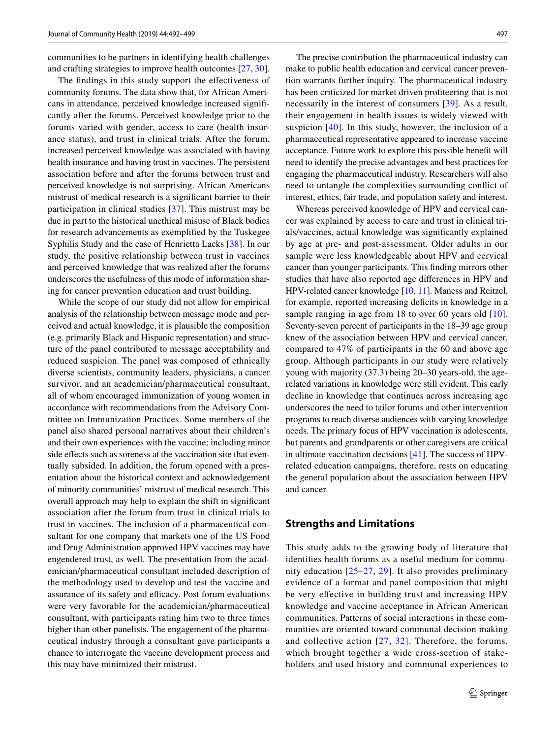communities to be partners in identifying health challenges and crafting strategies to improve health outcomes [27, 30].

The findings in this study support the effectiveness of community forums. The data show that, for African Americans in attendance, perceived knowledge increased significantly after the forums. Perceived knowledge prior to the forums varied with gender, access to care (health insurance status), and trust in clinical trials. After the forum, increased perceived knowledge was associated with having health insurance and having trust in vaccines. The persistent association before and after the forums between trust and perceived knowledge is not surprising. African Americans mistrust of medical research is a significant barrier to their participation in clinical studies [37]. This mistrust may be due in part to the historical unethical misuse of Black bodies for research advancements as exemplified by the Tuskegee Syphilis Study and the case of Henrietta Lacks [38]. In our study, the positive relationship between trust in vaccines and perceived knowledge that was realized after the forums underscores the usefulness of this mode of information sharing for cancer prevention education and trust building.

While the scope of our study did not allow for empirical analysis of the relationship between message mode and perceived and actual knowledge, it is plausible the composition (e.g. primarily Black and Hispanic representation) and structure of the panel contributed to message acceptability and reduced suspicion. The panel was composed of ethnically diverse scientists, community leaders, physicians, a cancer survivor, and an academician/pharmaceutical consultant, all of whom encouraged immunization of young women in accordance with recommendations from the Advisory Committee on Immunization Practices. Some members of the panel also shared personal narratives about their children's and their own experiences with the vaccine; including minor side effects such as soreness at the vaccination site that eventually subsided. In addition, the forum opened with a presentation about the historical context and acknowledgement of minority communities' mistrust of medical research. This overall approach may help to explain the shift in significant association after the forum from trust in clinical trials to trust in vaccines. The inclusion of a pharmaceutical consultant for one company that markets one of the US Food and Drug Administration approved HPV vaccines may have engendered trust, as well. The presentation from the academician/pharmaceutical consultant included description of the methodology used to develop and test the vaccine and assurance of its safety and efficacy. Post forum evaluations were very favorable for the academician/pharmaceutical consultant, with participants rating him two to three times higher than other panelists. The engagement of the pharmaceutical industry through a consultant gave participants a chance to interrogate the vaccine development process and this may have minimized their mistrust.

The precise contribution the pharmaceutical industry can make to public health education and cervical cancer prevention warrants further inquiry. The pharmaceutical industry has been criticized for market driven profiteering that is not necessarily in the interest of consumers [39]. As a result, their engagement in health issues is widely viewed with suspicion [40]. In this study, however, the inclusion of a pharmaceutical representative appeared to increase vaccine acceptance. Future work to explore this possible benefit will need to identify the precise advantages and best practices for engaging the pharmaceutical industry. Researchers will also need to untangle the complexities surrounding conflict of interest, ethics, fair trade, and population safety and interest.

Whereas perceived knowledge of HPV and cervical cancer was explained by access to care and trust in clinical trials/vaccines, actual knowledge was significantly explained by age at pre- and post-assessment. Older adults in our sample were less knowledgeable about HPV and cervical cancer than younger participants. This finding mirrors other studies that have also reported age differences in HPV and HPV-related cancer knowledge [10, 11]. Maness and Reitzel, for example, reported increasing deficits in knowledge in a sample ranging in age from 18 to over 60 years old [10]. Seventy-seven percent of participants in the 18–39 age group knew of the association between HPV and cervical cancer, compared to 47% of participants in the 60 and above age group. Although participants in our study were relatively young with majority (37.3) being 20–30 years-old, the age-related variations in knowledge were still evident. This early decline in knowledge that continues across increasing age underscores the need to tailor forums and other intervention programs to reach diverse audiences with varying knowledge needs. The primary focus of HPV vaccination is adolescents, but parents and grandparents or other caregivers are critical in ultimate vaccination decisions [41]. The success of HPV-related education campaigns, therefore, rests on educating the general population about the association between HPV and cancer.

## Strengths and Limitations

This study adds to the growing body of literature that identifies health forums as a useful medium for community education [25–27, 29]. It also provides preliminary evidence of a format and panel composition that might be very effective in building trust and increasing HPV knowledge and vaccine acceptance in African American communities. Patterns of social interactions in these communities are oriented toward communal decision making and collective action [27, 32]. Therefore, the forums, which brought together a wide cross-section of stakeholders and used history and communal experiences to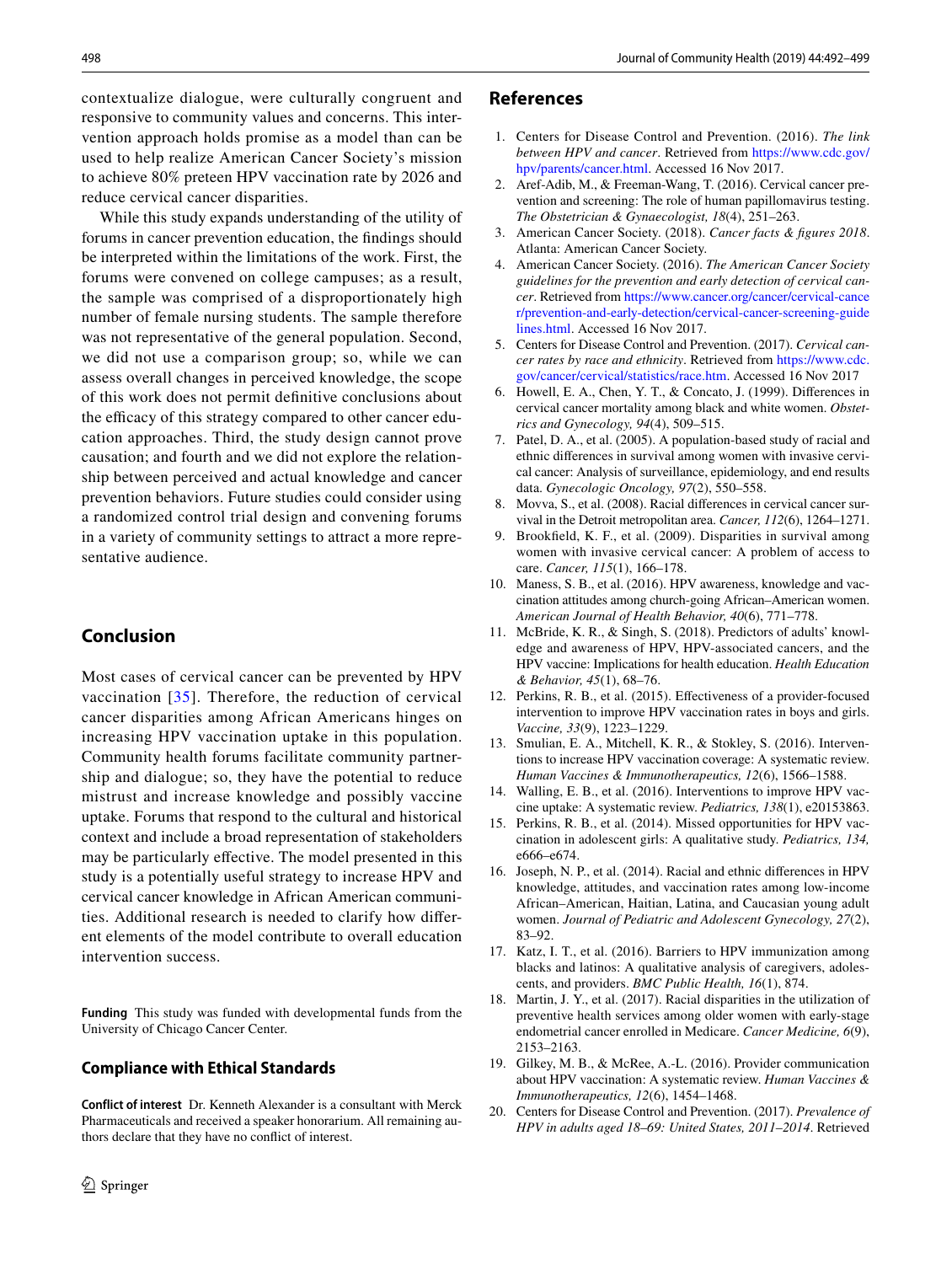contextualize dialogue, were culturally congruent and responsive to community values and concerns. This intervention approach holds promise as a model than can be used to help realize American Cancer Society's mission to achieve 80% preteen HPV vaccination rate by 2026 and reduce cervical cancer disparities.

While this study expands understanding of the utility of forums in cancer prevention education, the findings should be interpreted within the limitations of the work. First, the forums were convened on college campuses; as a result, the sample was comprised of a disproportionately high number of female nursing students. The sample therefore was not representative of the general population. Second, we did not use a comparison group; so, while we can assess overall changes in perceived knowledge, the scope of this work does not permit definitive conclusions about the efficacy of this strategy compared to other cancer education approaches. Third, the study design cannot prove causation; and fourth and we did not explore the relationship between perceived and actual knowledge and cancer prevention behaviors. Future studies could consider using a randomized control trial design and convening forums in a variety of community settings to attract a more representative audience.

## Conclusion

Most cases of cervical cancer can be prevented by HPV vaccination [35]. Therefore, the reduction of cervical cancer disparities among African Americans hinges on increasing HPV vaccination uptake in this population. Community health forums facilitate community partnership and dialogue; so, they have the potential to reduce mistrust and increase knowledge and possibly vaccine uptake. Forums that respond to the cultural and historical context and include a broad representation of stakeholders may be particularly effective. The model presented in this study is a potentially useful strategy to increase HPV and cervical cancer knowledge in African American communities. Additional research is needed to clarify how different elements of the model contribute to overall education intervention success.

**Funding** This study was funded with developmental funds from the University of Chicago Cancer Center.

### Compliance with Ethical Standards

**Conflict of interest** Dr. Kenneth Alexander is a consultant with Merck Pharmaceuticals and received a speaker honorarium. All remaining authors declare that they have no conflict of interest.

## References

1. Centers for Disease Control and Prevention. (2016). *The link between HPV and cancer*. Retrieved from https://www.cdc.gov/hpv/parents/cancer.html. Accessed 16 Nov 2017.
2. Aref-Adib, M., & Freeman-Wang, T. (2016). Cervical cancer prevention and screening: The role of human papillomavirus testing. *The Obstetrician & Gynaecologist, 18*(4), 251–263.
3. American Cancer Society. (2018). *Cancer facts & figures 2018*. Atlanta: American Cancer Society.
4. American Cancer Society. (2016). *The American Cancer Society guidelines for the prevention and early detection of cervical cancer*. Retrieved from https://www.cancer.org/cancer/cervical-cancer/prevention-and-early-detection/cervical-cancer-screening-guidelines.html. Accessed 16 Nov 2017.
5. Centers for Disease Control and Prevention. (2017). *Cervical cancer rates by race and ethnicity*. Retrieved from https://www.cdc.gov/cancer/cervical/statistics/race.htm. Accessed 16 Nov 2017
6. Howell, E. A., Chen, Y. T., & Concato, J. (1999). Differences in cervical cancer mortality among black and white women. *Obstetrics and Gynecology, 94*(4), 509–515.
7. Patel, D. A., et al. (2005). A population-based study of racial and ethnic differences in survival among women with invasive cervical cancer: Analysis of surveillance, epidemiology, and end results data. *Gynecologic Oncology, 97*(2), 550–558.
8. Movva, S., et al. (2008). Racial differences in cervical cancer survival in the Detroit metropolitan area. *Cancer, 112*(6), 1264–1271.
9. Brookfield, K. F., et al. (2009). Disparities in survival among women with invasive cervical cancer: A problem of access to care. *Cancer, 115*(1), 166–178.
10. Maness, S. B., et al. (2016). HPV awareness, knowledge and vaccination attitudes among church-going African–American women. *American Journal of Health Behavior, 40*(6), 771–778.
11. McBride, K. R., & Singh, S. (2018). Predictors of adults' knowledge and awareness of HPV, HPV-associated cancers, and the HPV vaccine: Implications for health education. *Health Education & Behavior, 45*(1), 68–76.
12. Perkins, R. B., et al. (2015). Effectiveness of a provider-focused intervention to improve HPV vaccination rates in boys and girls. *Vaccine, 33*(9), 1223–1229.
13. Smulian, E. A., Mitchell, K. R., & Stokley, S. (2016). Interventions to increase HPV vaccination coverage: A systematic review. *Human Vaccines & Immunotherapeutics, 12*(6), 1566–1588.
14. Walling, E. B., et al. (2016). Interventions to improve HPV vaccine uptake: A systematic review. *Pediatrics, 138*(1), e20153863.
15. Perkins, R. B., et al. (2014). Missed opportunities for HPV vaccination in adolescent girls: A qualitative study. *Pediatrics, 134*, e666–e674.
16. Joseph, N. P., et al. (2014). Racial and ethnic differences in HPV knowledge, attitudes, and vaccination rates among low-income African–American, Haitian, Latina, and Caucasian young adult women. *Journal of Pediatric and Adolescent Gynecology, 27*(2), 83–92.
17. Katz, I. T., et al. (2016). Barriers to HPV immunization among blacks and latinos: A qualitative analysis of caregivers, adolescents, and providers. *BMC Public Health, 16*(1), 874.
18. Martin, J. Y., et al. (2017). Racial disparities in the utilization of preventive health services among older women with early-stage endometrial cancer enrolled in Medicare. *Cancer Medicine, 6*(9), 2153–2163.
19. Gilkey, M. B., & McRee, A.-L. (2016). Provider communication about HPV vaccination: A systematic review. *Human Vaccines & Immunotherapeutics, 12*(6), 1454–1468.
20. Centers for Disease Control and Prevention. (2017). *Prevalence of HPV in adults aged 18–69: United States, 2011–2014*. Retrieved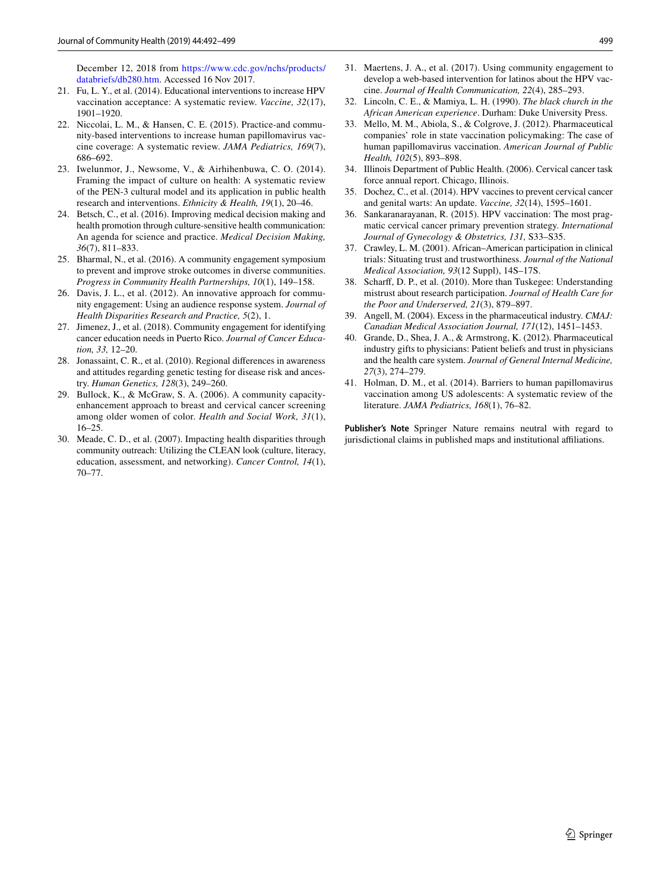December 12, 2018 from https://www.cdc.gov/nchs/products/databriefs/db280.htm. Accessed 16 Nov 2017.

21. Fu, L. Y., et al. (2014). Educational interventions to increase HPV vaccination acceptance: A systematic review. *Vaccine, 32*(17), 1901–1920.
22. Niccolai, L. M., & Hansen, C. E. (2015). Practice-and community-based interventions to increase human papillomavirus vaccine coverage: A systematic review. *JAMA Pediatrics, 169*(7), 686–692.
23. Iwelunmor, J., Newsome, V., & Airhihenbuwa, C. O. (2014). Framing the impact of culture on health: A systematic review of the PEN-3 cultural model and its application in public health research and interventions. *Ethnicity & Health, 19*(1), 20–46.
24. Betsch, C., et al. (2016). Improving medical decision making and health promotion through culture-sensitive health communication: An agenda for science and practice. *Medical Decision Making, 36*(7), 811–833.
25. Bharmal, N., et al. (2016). A community engagement symposium to prevent and improve stroke outcomes in diverse communities. *Progress in Community Health Partnerships, 10*(1), 149–158.
26. Davis, J. L., et al. (2012). An innovative approach for community engagement: Using an audience response system. *Journal of Health Disparities Research and Practice, 5*(2), 1.
27. Jimenez, J., et al. (2018). Community engagement for identifying cancer education needs in Puerto Rico. *Journal of Cancer Education, 33,* 12–20.
28. Jonassaint, C. R., et al. (2010). Regional differences in awareness and attitudes regarding genetic testing for disease risk and ancestry. *Human Genetics, 128*(3), 249–260.
29. Bullock, K., & McGraw, S. A. (2006). A community capacity-enhancement approach to breast and cervical cancer screening among older women of color. *Health and Social Work, 31*(1), 16–25.
30. Meade, C. D., et al. (2007). Impacting health disparities through community outreach: Utilizing the CLEAN look (culture, literacy, education, assessment, and networking). *Cancer Control, 14*(1), 70–77.
31. Maertens, J. A., et al. (2017). Using community engagement to develop a web-based intervention for latinos about the HPV vaccine. *Journal of Health Communication, 22*(4), 285–293.
32. Lincoln, C. E., & Mamiya, L. H. (1990). *The black church in the African American experience*. Durham: Duke University Press.
33. Mello, M. M., Abiola, S., & Colgrove, J. (2012). Pharmaceutical companies' role in state vaccination policymaking: The case of human papillomavirus vaccination. *American Journal of Public Health, 102*(5), 893–898.
34. Illinois Department of Public Health. (2006). Cervical cancer task force annual report. Chicago, Illinois.
35. Dochez, C., et al. (2014). HPV vaccines to prevent cervical cancer and genital warts: An update. *Vaccine, 32*(14), 1595–1601.
36. Sankaranarayanan, R. (2015). HPV vaccination: The most pragmatic cervical cancer primary prevention strategy. *International Journal of Gynecology & Obstetrics, 131,* S33–S35.
37. Crawley, L. M. (2001). African–American participation in clinical trials: Situating trust and trustworthiness. *Journal of the National Medical Association, 93*(12 Suppl), 14S–17S.
38. Scharff, D. P., et al. (2010). More than Tuskegee: Understanding mistrust about research participation. *Journal of Health Care for the Poor and Underserved, 21*(3), 879–897.
39. Angell, M. (2004). Excess in the pharmaceutical industry. *CMAJ: Canadian Medical Association Journal, 171*(12), 1451–1453.
40. Grande, D., Shea, J. A., & Armstrong, K. (2012). Pharmaceutical industry gifts to physicians: Patient beliefs and trust in physicians and the health care system. *Journal of General Internal Medicine, 27*(3), 274–279.
41. Holman, D. M., et al. (2014). Barriers to human papillomavirus vaccination among US adolescents: A systematic review of the literature. *JAMA Pediatrics, 168*(1), 76–82.

**Publisher's Note** Springer Nature remains neutral with regard to jurisdictional claims in published maps and institutional affiliations.